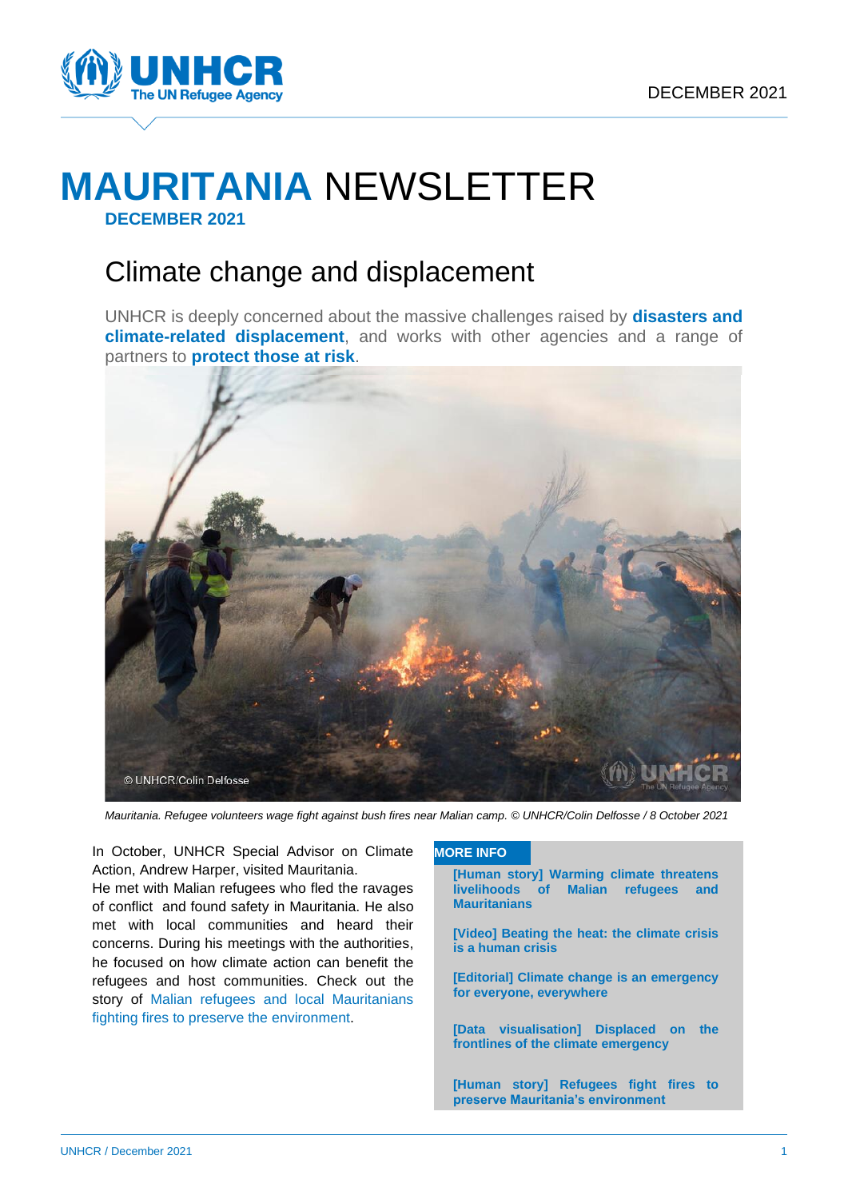# **MAURITANIA** NEWSLETTER

**DECEMBER 2021**

## Climate change and displacement

UNHCR is deeply concerned about the massive challenges raised by **disasters and climate-related displacement**, and works with other agencies and a range of partners to **protect those at risk**.

*Mauritania. Refugee volunteers wage fight against bush fires near Malian camp. © UNHCR/Colin Delfosse / 8 October 2021*

In October, UNHCR Special Advisor on Climate Action, Andrew Harper, visited Mauritania.
He met with Malian refugees who fled the ravages of conflict and found safety in Mauritania. He also met with local communities and heard their concerns. During his meetings with the authorities, he focused on how climate action can benefit the refugees and host communities. Check out the story of Malian refugees and local Mauritanians fighting fires to preserve the environment.

**MORE INFO**

**[Human story] Warming climate threatens livelihoods of Malian refugees and Mauritanians**

**[Video] Beating the heat: the climate crisis is a human crisis**

**[Editorial] Climate change is an emergency for everyone, everywhere**

**[Data visualisation] Displaced on the frontlines of the climate emergency**

**[Human story] Refugees fight fires to preserve Mauritania's environment**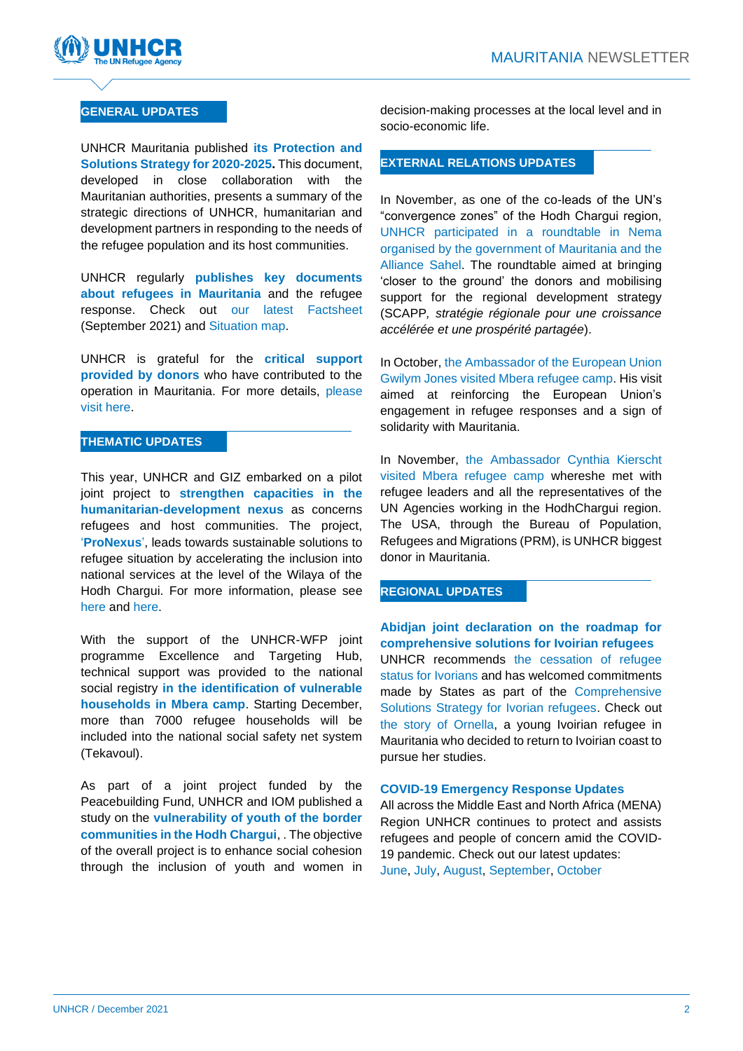## GENERAL UPDATES

UNHCR Mauritania published **its Protection and Solutions Strategy for 2020-2025.** This document, developed in close collaboration with the Mauritanian authorities, presents a summary of the strategic directions of UNHCR, humanitarian and development partners in responding to the needs of the refugee population and its host communities.

UNHCR regularly **publishes key documents about refugees in Mauritania** and the refugee response. Check out our latest Factsheet (September 2021) and Situation map.

UNHCR is grateful for the **critical support provided by donors** who have contributed to the operation in Mauritania. For more details, please visit here.

## THEMATIC UPDATES

This year, UNHCR and GIZ embarked on a pilot joint project to **strengthen capacities in the humanitarian-development nexus** as concerns refugees and host communities. The project, '**ProNexus**', leads towards sustainable solutions to refugee situation by accelerating the inclusion into national services at the level of the Wilaya of the Hodh Chargui. For more information, please see here and here.

With the support of the UNHCR-WFP joint programme Excellence and Targeting Hub, technical support was provided to the national social registry **in the identification of vulnerable households in Mbera camp**. Starting December, more than 7000 refugee households will be included into the national social safety net system (Tekavoul).

As part of a joint project funded by the Peacebuilding Fund, UNHCR and IOM published a study on the **vulnerability of youth of the border communities in the Hodh Chargui**, . The objective of the overall project is to enhance social cohesion through the inclusion of youth and women in decision-making processes at the local level and in socio-economic life.

## EXTERNAL RELATIONS UPDATES

In November, as one of the co-leads of the UN's "convergence zones" of the Hodh Chargui region, UNHCR participated in a roundtable in Nema organised by the government of Mauritania and the Alliance Sahel. The roundtable aimed at bringing 'closer to the ground' the donors and mobilising support for the regional development strategy (SCAPP, *stratégie régionale pour une croissance accélérée et une prospérité partagée*).

In October, the Ambassador of the European Union Gwilym Jones visited Mbera refugee camp. His visit aimed at reinforcing the European Union's engagement in refugee responses and a sign of solidarity with Mauritania.

In November, the Ambassador Cynthia Kierscht visited Mbera refugee camp whereshe met with refugee leaders and all the representatives of the UN Agencies working in the HodhChargui region. The USA, through the Bureau of Population, Refugees and Migrations (PRM), is UNHCR biggest donor in Mauritania.

## REGIONAL UPDATES

### Abidjan joint declaration on the roadmap for comprehensive solutions for Ivoirian refugees

UNHCR recommends the cessation of refugee status for Ivorians and has welcomed commitments made by States as part of the Comprehensive Solutions Strategy for Ivorian refugees. Check out the story of Ornella, a young Ivoirian refugee in Mauritania who decided to return to Ivoirian coast to pursue her studies.

### COVID-19 Emergency Response Updates

All across the Middle East and North Africa (MENA) Region UNHCR continues to protect and assists refugees and people of concern amid the COVID-19 pandemic. Check out our latest updates: June, July, August, September, October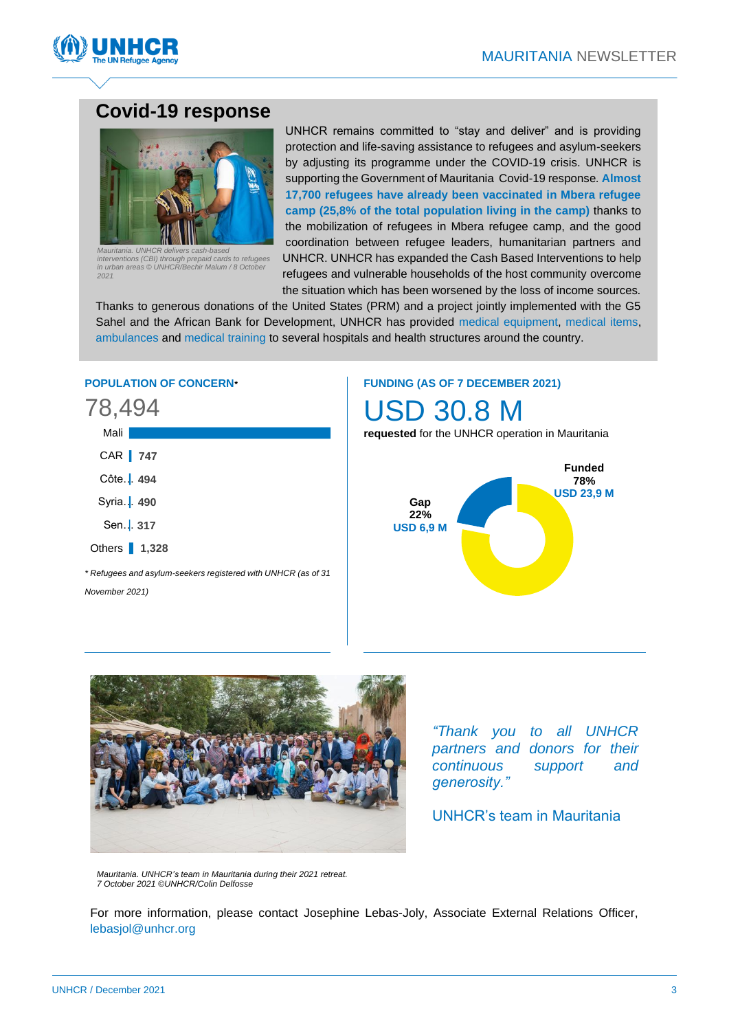## Covid-19 response

Mauritania. UNHCR delivers cash-based interventions (CBI) through prepaid cards to refugees in urban areas © UNHCR/Bechir Malum / 8 October 2021

UNHCR remains committed to "stay and deliver" and is providing protection and life-saving assistance to refugees and asylum-seekers by adjusting its programme under the COVID-19 crisis. UNHCR is supporting the Government of Mauritania Covid-19 response. **Almost 17,700 refugees have already been vaccinated in Mbera refugee camp (25,8% of the total population living in the camp)** thanks to the mobilization of refugees in Mbera refugee camp, and the good coordination between refugee leaders, humanitarian partners and UNHCR. UNHCR has expanded the Cash Based Interventions to help refugees and vulnerable households of the host community overcome the situation which has been worsened by the loss of income sources.

Thanks to generous donations of the United States (PRM) and a project jointly implemented with the G5 Sahel and the African Bank for Development, UNHCR has provided medical equipment, medical items, ambulances and medical training to several hospitals and health structures around the country.

**POPULATION OF CONCERN***

78,494

Mali

CAR 747

Côte... 494

Syria... 490

Sen... 317

Others 1,328

*\* Refugees and asylum-seekers registered with UNHCR (as of 31 November 2021)*

**FUNDING (AS OF 7 DECEMBER 2021)**

USD 30.8 M

**requested** for the UNHCR operation in Mauritania

**Funded**
**78%**
**USD 23,9 M**

**Gap**
**22%**
**USD 6,9 M**

*"Thank you to all UNHCR partners and donors for their continuous support and generosity."*

UNHCR's team in Mauritania

*Mauritania. UNHCR's team in Mauritania during their 2021 retreat. 7 October 2021 ©UNHCR/Colin Delfosse*

For more information, please contact Josephine Lebas-Joly, Associate External Relations Officer, lebasjol@unhcr.org